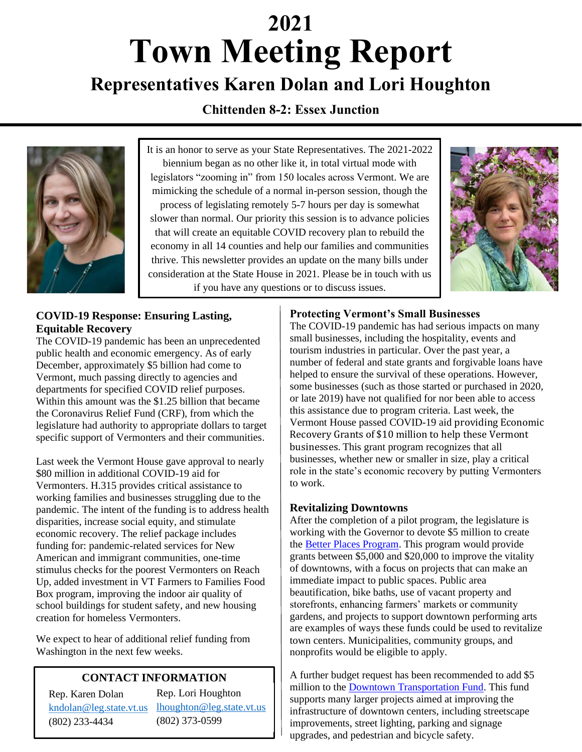# 2021
# Town Meeting Report

## Representatives Karen Dolan and Lori Houghton

### Chittenden 8-2: Essex Junction

It is an honor to serve as your State Representatives. The 2021-2022 biennium began as no other like it, in total virtual mode with legislators "zooming in" from 150 locales across Vermont. We are mimicking the schedule of a normal in-person session, though the process of legislating remotely 5-7 hours per day is somewhat slower than normal. Our priority this session is to advance policies that will create an equitable COVID recovery plan to rebuild the economy in all 14 counties and help our families and communities thrive. This newsletter provides an update on the many bills under consideration at the State House in 2021. Please be in touch with us if you have any questions or to discuss issues.

### COVID-19 Response: Ensuring Lasting, Equitable Recovery

The COVID-19 pandemic has been an unprecedented public health and economic emergency. As of early December, approximately $5 billion had come to Vermont, much passing directly to agencies and departments for specified COVID relief purposes. Within this amount was the $1.25 billion that became the Coronavirus Relief Fund (CRF), from which the legislature had authority to appropriate dollars to target specific support of Vermonters and their communities.

Last week the Vermont House gave approval to nearly $80 million in additional COVID-19 aid for Vermonters. H.315 provides critical assistance to working families and businesses struggling due to the pandemic. The intent of the funding is to address health disparities, increase social equity, and stimulate economic recovery. The relief package includes funding for: pandemic-related services for New American and immigrant communities, one-time stimulus checks for the poorest Vermonters on Reach Up, added investment in VT Farmers to Families Food Box program, improving the indoor air quality of school buildings for student safety, and new housing creation for homeless Vermonters.

We expect to hear of additional relief funding from Washington in the next few weeks.

### CONTACT INFORMATION

| Rep. Karen Dolan | Rep. Lori Houghton |
|---|---|
| kndolan@leg.state.vt.us | lhoughton@leg.state.vt.us |
| (802) 233-4434 | (802) 373-0599 |

### Protecting Vermont's Small Businesses

The COVID-19 pandemic has had serious impacts on many small businesses, including the hospitality, events and tourism industries in particular. Over the past year, a number of federal and state grants and forgivable loans have helped to ensure the survival of these operations. However, some businesses (such as those started or purchased in 2020, or late 2019) have not qualified for nor been able to access this assistance due to program criteria. Last week, the Vermont House passed COVID-19 aid providing Economic Recovery Grants of $10 million to help these Vermont businesses. This grant program recognizes that all businesses, whether new or smaller in size, play a critical role in the state's economic recovery by putting Vermonters to work.

### Revitalizing Downtowns

After the completion of a pilot program, the legislature is working with the Governor to devote $5 million to create the Better Places Program. This program would provide grants between $5,000 and $20,000 to improve the vitality of downtowns, with a focus on projects that can make an immediate impact to public spaces. Public area beautification, bike baths, use of vacant property and storefronts, enhancing farmers' markets or community gardens, and projects to support downtown performing arts are examples of ways these funds could be used to revitalize town centers. Municipalities, community groups, and nonprofits would be eligible to apply.

A further budget request has been recommended to add $5 million to the Downtown Transportation Fund. This fund supports many larger projects aimed at improving the infrastructure of downtown centers, including streetscape improvements, street lighting, parking and signage upgrades, and pedestrian and bicycle safety.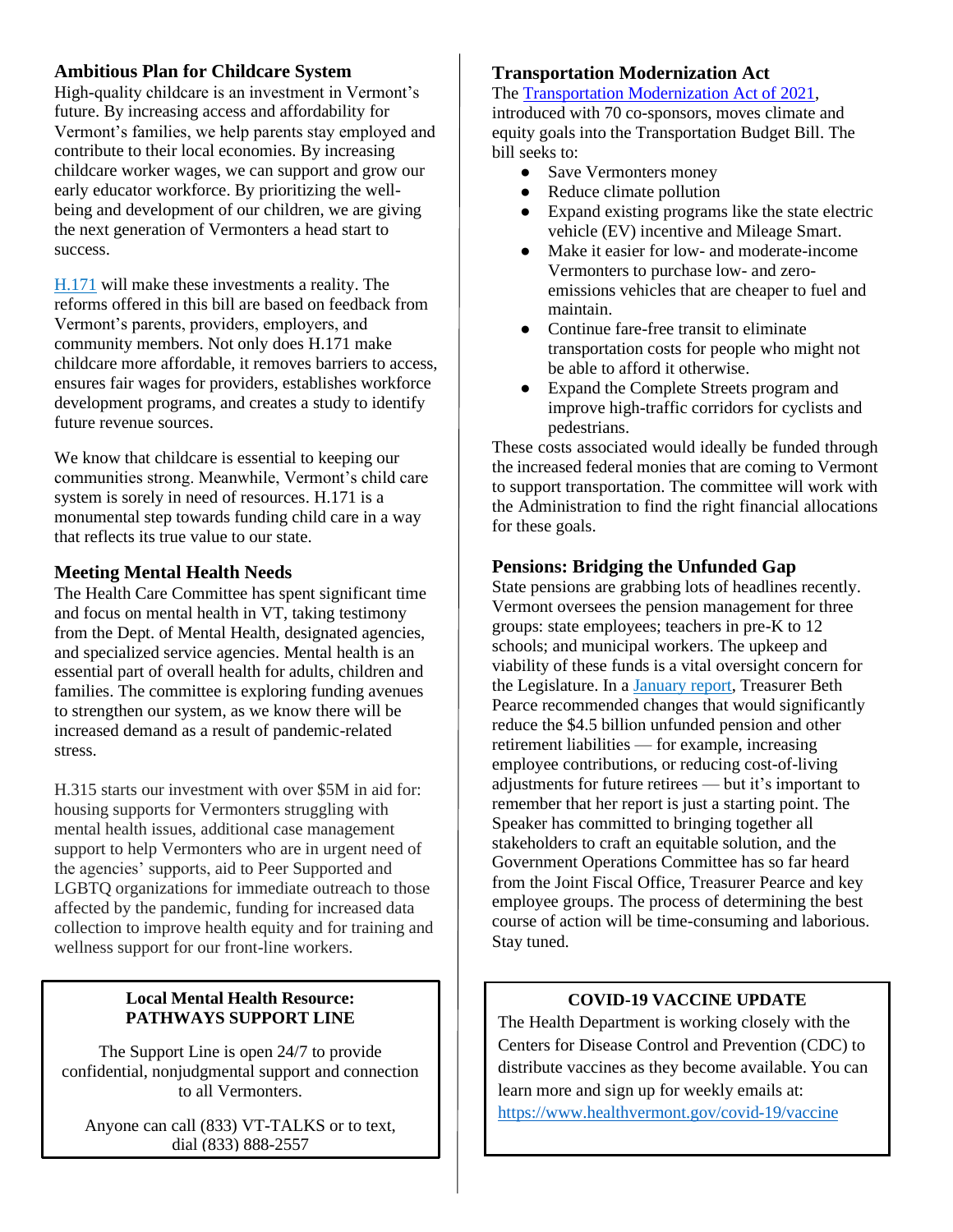## Ambitious Plan for Childcare System

High-quality childcare is an investment in Vermont's future. By increasing access and affordability for Vermont's families, we help parents stay employed and contribute to their local economies. By increasing childcare worker wages, we can support and grow our early educator workforce. By prioritizing the well-being and development of our children, we are giving the next generation of Vermonters a head start to success.

H.171 will make these investments a reality. The reforms offered in this bill are based on feedback from Vermont's parents, providers, employers, and community members. Not only does H.171 make childcare more affordable, it removes barriers to access, ensures fair wages for providers, establishes workforce development programs, and creates a study to identify future revenue sources.

We know that childcare is essential to keeping our communities strong. Meanwhile, Vermont's child care system is sorely in need of resources. H.171 is a monumental step towards funding child care in a way that reflects its true value to our state.

## Meeting Mental Health Needs

The Health Care Committee has spent significant time and focus on mental health in VT, taking testimony from the Dept. of Mental Health, designated agencies, and specialized service agencies. Mental health is an essential part of overall health for adults, children and families. The committee is exploring funding avenues to strengthen our system, as we know there will be increased demand as a result of pandemic-related stress.

H.315 starts our investment with over $5M in aid for: housing supports for Vermonters struggling with mental health issues, additional case management support to help Vermonters who are in urgent need of the agencies' supports, aid to Peer Supported and LGBTQ organizations for immediate outreach to those affected by the pandemic, funding for increased data collection to improve health equity and for training and wellness support for our front-line workers.

**Local Mental Health Resource: PATHWAYS SUPPORT LINE**

The Support Line is open 24/7 to provide confidential, nonjudgmental support and connection to all Vermonters.

Anyone can call (833) VT-TALKS or to text, dial (833) 888-2557

## Transportation Modernization Act

The Transportation Modernization Act of 2021, introduced with 70 co-sponsors, moves climate and equity goals into the Transportation Budget Bill. The bill seeks to:

- Save Vermonters money
- Reduce climate pollution
- Expand existing programs like the state electric vehicle (EV) incentive and Mileage Smart.
- Make it easier for low- and moderate-income Vermonters to purchase low- and zero-emissions vehicles that are cheaper to fuel and maintain.
- Continue fare-free transit to eliminate transportation costs for people who might not be able to afford it otherwise.
- Expand the Complete Streets program and improve high-traffic corridors for cyclists and pedestrians.

These costs associated would ideally be funded through the increased federal monies that are coming to Vermont to support transportation. The committee will work with the Administration to find the right financial allocations for these goals.

## Pensions: Bridging the Unfunded Gap

State pensions are grabbing lots of headlines recently. Vermont oversees the pension management for three groups: state employees; teachers in pre-K to 12 schools; and municipal workers. The upkeep and viability of these funds is a vital oversight concern for the Legislature. In a January report, Treasurer Beth Pearce recommended changes that would significantly reduce the $4.5 billion unfunded pension and other retirement liabilities — for example, increasing employee contributions, or reducing cost-of-living adjustments for future retirees — but it's important to remember that her report is just a starting point. The Speaker has committed to bringing together all stakeholders to craft an equitable solution, and the Government Operations Committee has so far heard from the Joint Fiscal Office, Treasurer Pearce and key employee groups. The process of determining the best course of action will be time-consuming and laborious. Stay tuned.

**COVID-19 VACCINE UPDATE**

The Health Department is working closely with the Centers for Disease Control and Prevention (CDC) to distribute vaccines as they become available. You can learn more and sign up for weekly emails at: https://www.healthvermont.gov/covid-19/vaccine